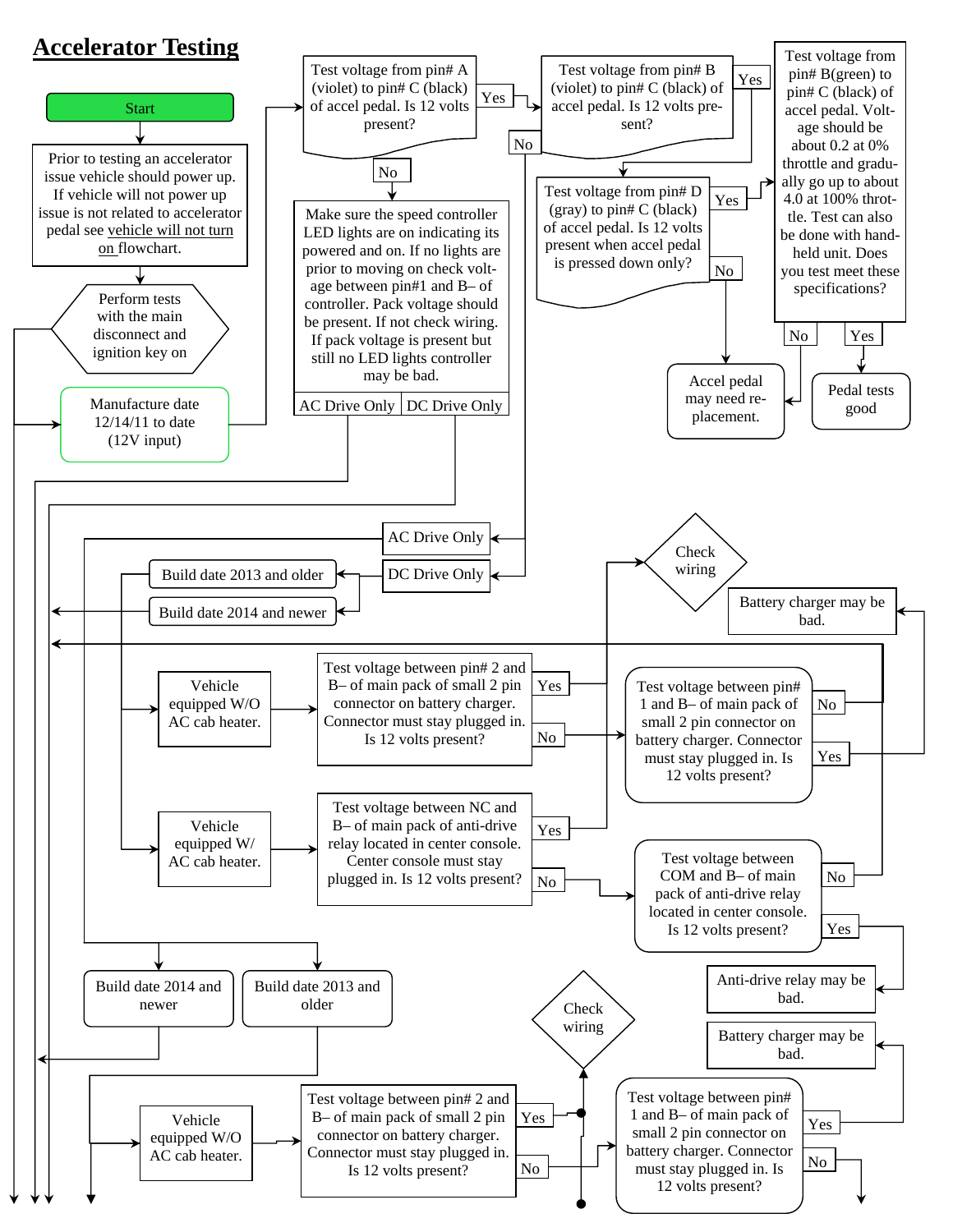# Accelerator Testing

Start

Prior to testing an accelerator issue vehicle should power up. If vehicle will not power up issue is not related to accelerator pedal see vehicle will not turn on flowchart.

Perform tests with the main disconnect and ignition key on

Manufacture date 12/14/11 to date (12V input)

Test voltage from pin# A (violet) to pin# C (black) of accel pedal. Is 12 volts present?

Yes

No

Make sure the speed controller LED lights are on indicating its powered and on. If no lights are prior to moving on check voltage between pin#1 and B– of controller. Pack voltage should be present. If not check wiring. If pack voltage is present but still no LED lights controller may be bad.

AC Drive Only | DC Drive Only

Test voltage from pin# B (violet) to pin# C (black) of accel pedal. Is 12 volts present?

Yes

No

Test voltage from pin# D (gray) to pin# C (black) of accel pedal. Is 12 volts present when accel pedal is pressed down only?

Yes

No

Test voltage from pin# B(green) to pin# C (black) of accel pedal. Voltage should be about 0.2 at 0% throttle and gradually go up to about 4.0 at 100% throttle. Test can also be done with handheld unit. Does you test meet these specifications?

No

Yes

Accel pedal may need replacement.

Pedal tests good

AC Drive Only

DC Drive Only

Build date 2013 and older

Build date 2014 and newer

Check wiring

Battery charger may be bad.

Vehicle equipped W/O AC cab heater.

Test voltage between pin# 2 and B– of main pack of small 2 pin connector on battery charger. Connector must stay plugged in. Is 12 volts present?

Yes

No

Test voltage between pin# 1 and B– of main pack of small 2 pin connector on battery charger. Connector must stay plugged in. Is 12 volts present?

No

Yes

Vehicle equipped W/ AC cab heater.

Test voltage between NC and B– of main pack of anti-drive relay located in center console. Center console must stay plugged in. Is 12 volts present?

Yes

No

Test voltage between COM and B– of main pack of anti-drive relay located in center console. Is 12 volts present?

No

Yes

Anti-drive relay may be bad.

Build date 2014 and newer

Build date 2013 and older

Check wiring

Battery charger may be bad.

Vehicle equipped W/O AC cab heater.

Test voltage between pin# 2 and B– of main pack of small 2 pin connector on battery charger. Connector must stay plugged in. Is 12 volts present?

Yes

No

Test voltage between pin# 1 and B– of main pack of small 2 pin connector on battery charger. Connector must stay plugged in. Is 12 volts present?

Yes

No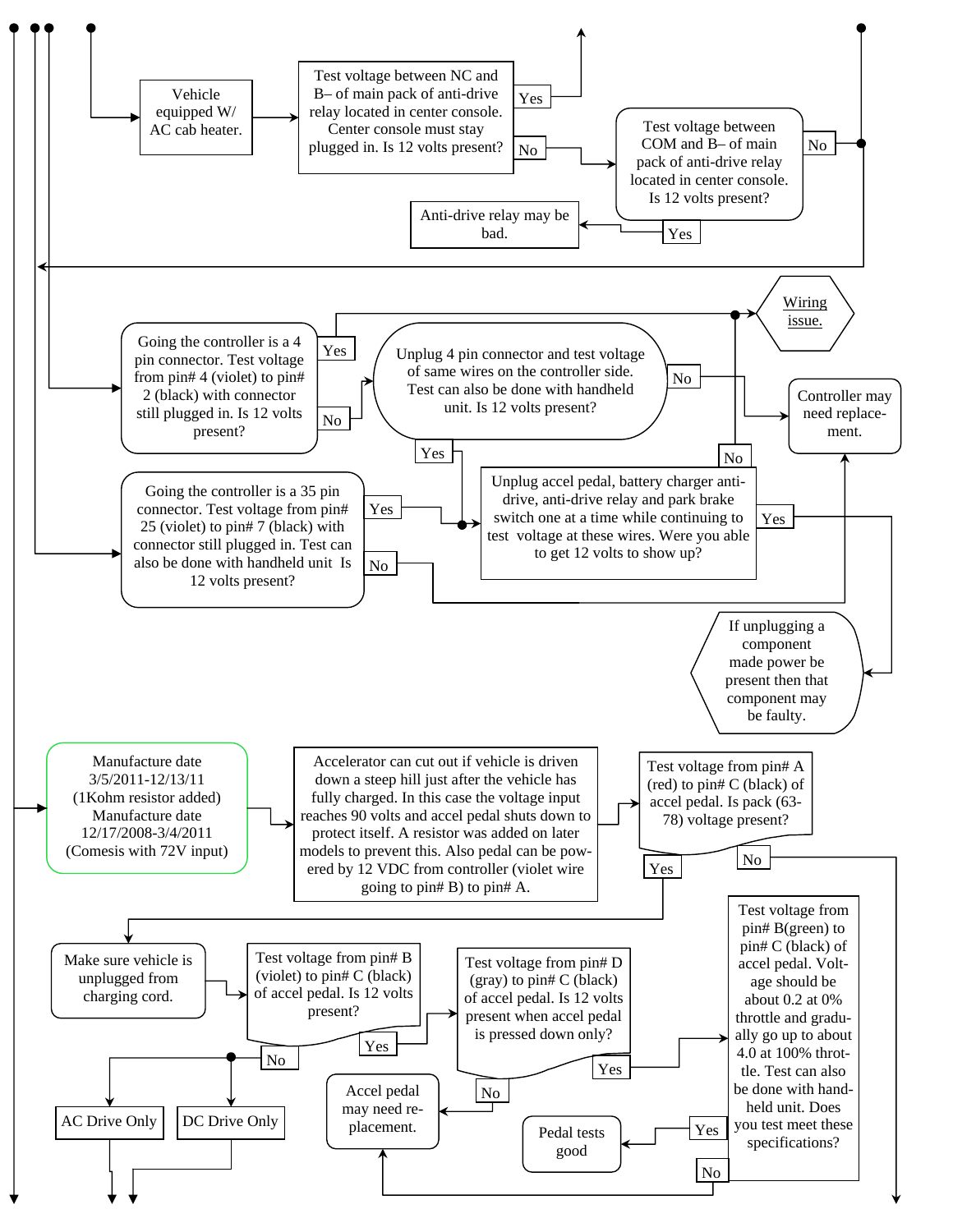Vehicle equipped W/ AC cab heater.

Test voltage between NC and B– of main pack of anti-drive relay located in center console. Center console must stay plugged in. Is 12 volts present?

Yes

No

Test voltage between COM and B– of main pack of anti-drive relay located in center console. Is 12 volts present?

No

Yes

Anti-drive relay may be bad.

Wiring issue.

Going the controller is a 4 pin connector. Test voltage from pin# 4 (violet) to pin# 2 (black) with connector still plugged in. Is 12 volts present?

Yes

No

Unplug 4 pin connector and test voltage of same wires on the controller side. Test can also be done with handheld unit. Is 12 volts present?

No

Yes

Controller may need replacement.

No

Going the controller is a 35 pin connector. Test voltage from pin# 25 (violet) to pin# 7 (black) with connector still plugged in. Test can also be done with handheld unit Is 12 volts present?

Yes

No

Unplug accel pedal, battery charger anti-drive, anti-drive relay and park brake switch one at a time while continuing to test voltage at these wires. Were you able to get 12 volts to show up?

Yes

If unplugging a component made power be present then that component may be faulty.

Manufacture date 3/5/2011-12/13/11 (1Kohm resistor added) Manufacture date 12/17/2008-3/4/2011 (Comesis with 72V input)

Accelerator can cut out if vehicle is driven down a steep hill just after the vehicle has fully charged. In this case the voltage input reaches 90 volts and accel pedal shuts down to protect itself. A resistor was added on later models to prevent this. Also pedal can be powered by 12 VDC from controller (violet wire going to pin# B) to pin# A.

Test voltage from pin# A (red) to pin# C (black) of accel pedal. Is pack (63-78) voltage present?

Yes

No

Make sure vehicle is unplugged from charging cord.

Test voltage from pin# B (violet) to pin# C (black) of accel pedal. Is 12 volts present?

Yes

No

AC Drive Only

DC Drive Only

Test voltage from pin# D (gray) to pin# C (black) of accel pedal. Is 12 volts present when accel pedal is pressed down only?

Yes

No

Accel pedal may need replacement.

Test voltage from pin# B(green) to pin# C (black) of accel pedal. Voltage should be about 0.2 at 0% throttle and gradually go up to about 4.0 at 100% throttle. Test can also be done with handheld unit. Does you test meet these specifications?

Yes

No

Pedal tests good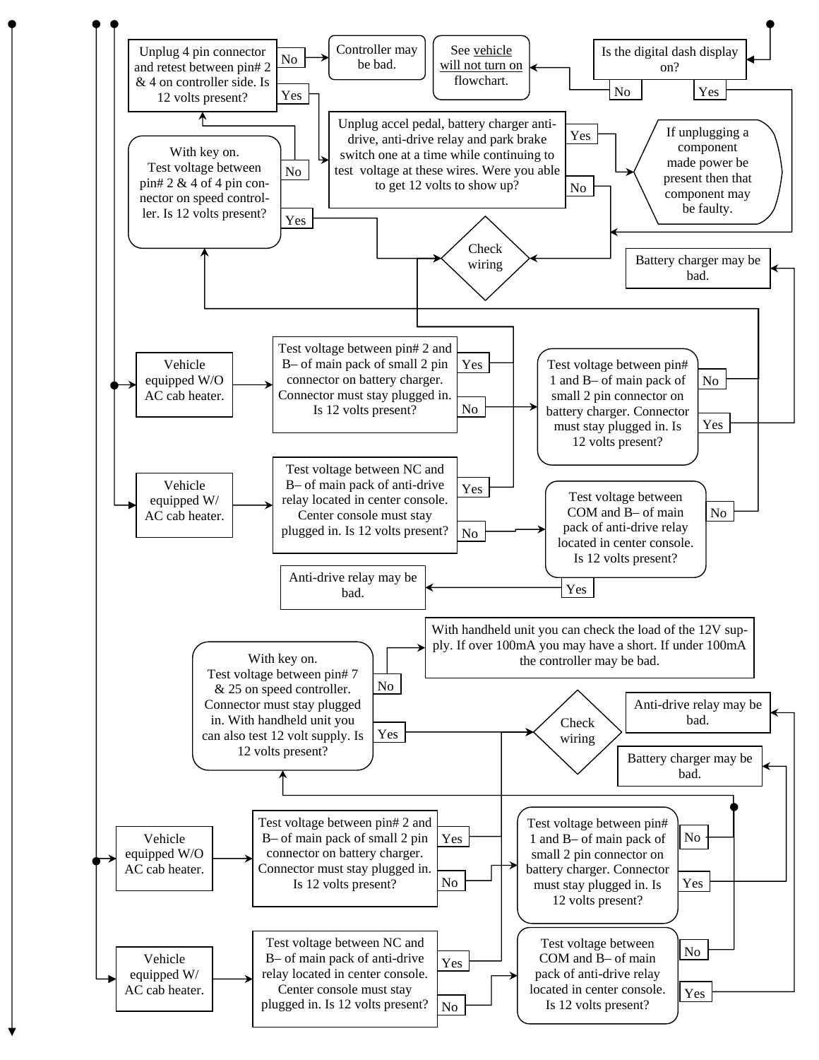Unplug 4 pin connector and retest between pin# 2 & 4 on controller side. Is 12 volts present?

No → Controller may be bad.

Yes → Unplug accel pedal, battery charger anti-drive, anti-drive relay and park brake switch one at a time while continuing to test voltage at these wires. Were you able to get 12 volts to show up?

See vehicle will not turn on flowchart.

Is the digital dash display on?

No → See vehicle will not turn on flowchart.

Yes

If unplugging a component made power be present then that component may be faulty.

With key on. Test voltage between pin# 2 & 4 of 4 pin connector on speed controller. Is 12 volts present?

No → Unplug 4 pin connector and retest between pin# 2 & 4 on controller side.

Yes → Check wiring

Check wiring

Battery charger may be bad.

Vehicle equipped W/O AC cab heater. → Test voltage between pin# 2 and B– of main pack of small 2 pin connector on battery charger. Connector must stay plugged in. Is 12 volts present?

Yes

No → Test voltage between pin# 1 and B– of main pack of small 2 pin connector on battery charger. Connector must stay plugged in. Is 12 volts present?

No

Yes → Battery charger may be bad.

Vehicle equipped W/ AC cab heater. → Test voltage between NC and B– of main pack of anti-drive relay located in center console. Center console must stay plugged in. Is 12 volts present?

Yes

No → Test voltage between COM and B– of main pack of anti-drive relay located in center console. Is 12 volts present?

No

Yes → Anti-drive relay may be bad.

With key on. Test voltage between pin# 7 & 25 on speed controller. Connector must stay plugged in. With handheld unit you can also test 12 volt supply. Is 12 volts present?

No → With handheld unit you can check the load of the 12V supply. If over 100mA you may have a short. If under 100mA the controller may be bad.

Yes → Check wiring

Anti-drive relay may be bad.

Battery charger may be bad.

Vehicle equipped W/O AC cab heater. → Test voltage between pin# 2 and B– of main pack of small 2 pin connector on battery charger. Connector must stay plugged in. Is 12 volts present?

Yes

No → Test voltage between pin# 1 and B– of main pack of small 2 pin connector on battery charger. Connector must stay plugged in. Is 12 volts present?

No

Yes → Battery charger may be bad.

Vehicle equipped W/ AC cab heater. → Test voltage between NC and B– of main pack of anti-drive relay located in center console. Center console must stay plugged in. Is 12 volts present?

Yes

No → Test voltage between COM and B– of main pack of anti-drive relay located in center console. Is 12 volts present?

No

Yes → Anti-drive relay may be bad.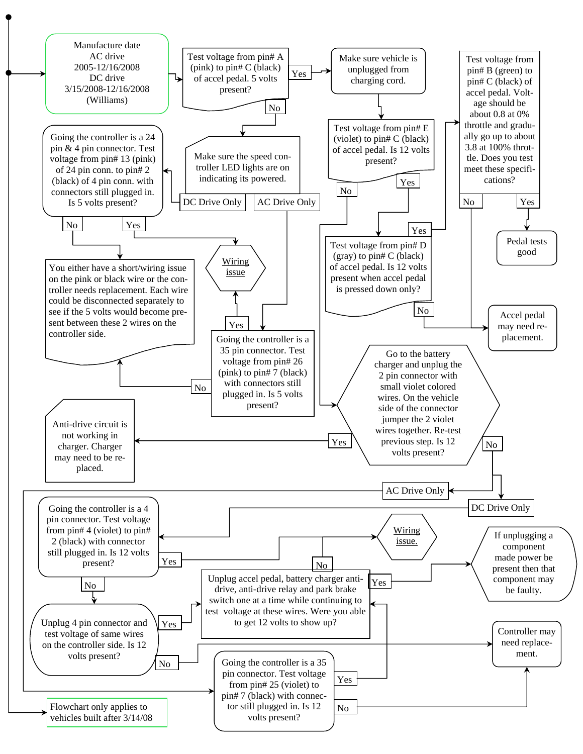Manufacture date
AC drive
2005-12/16/2008
DC drive
3/15/2008-12/16/2008
(Williams)

Test voltage from pin# A (pink) to pin# C (black) of accel pedal. 5 volts present?

Yes

No

Make sure vehicle is unplugged from charging cord.

Test voltage from pin# B (green) to pin# C (black) of accel pedal. Voltage should be about 0.8 at 0% throttle and gradually go up to about 3.8 at 100% throttle. Does you test meet these specifications?

No

Yes

Pedal tests good

Going the controller is a 24 pin & 4 pin connector. Test voltage from pin# 13 (pink) of 24 pin conn. to pin# 2 (black) of 4 pin conn. with connectors still plugged in. Is 5 volts present?

No

Yes

Make sure the speed controller LED lights are on indicating its powered.

DC Drive Only

AC Drive Only

Test voltage from pin# E (violet) to pin# C (black) of accel pedal. Is 12 volts present?

No

Yes

Test voltage from pin# D (gray) to pin# C (black) of accel pedal. Is 12 volts present when accel pedal is pressed down only?

Yes

No

Accel pedal may need replacement.

You either have a short/wiring issue on the pink or black wire or the controller needs replacement. Each wire could be disconnected separately to see if the 5 volts would become present between these 2 wires on the controller side.

Wiring issue

Yes

Going the controller is a 35 pin connector. Test voltage from pin# 26 (pink) to pin# 7 (black) with connectors still plugged in. Is 5 volts present?

No

Go to the battery charger and unplug the 2 pin connector with small violet colored wires. On the vehicle side of the connector jumper the 2 violet wires together. Re-test previous step. Is 12 volts present?

Yes

No

Anti-drive circuit is not working in charger. Charger may need to be replaced.

AC Drive Only

DC Drive Only

Going the controller is a 4 pin connector. Test voltage from pin# 4 (violet) to pin# 2 (black) with connector still plugged in. Is 12 volts present?

Yes

No

Wiring issue.

No

Unplug accel pedal, battery charger anti-drive, anti-drive relay and park brake switch one at a time while continuing to test voltage at these wires. Were you able to get 12 volts to show up?

Yes

If unplugging a component made power be present then that component may be faulty.

Unplug 4 pin connector and test voltage of same wires on the controller side. Is 12 volts present?

Yes

No

Controller may need replacement.

Going the controller is a 35 pin connector. Test voltage from pin# 25 (violet) to pin# 7 (black) with connector still plugged in. Is 12 volts present?

Yes

No

Flowchart only applies to vehicles built after 3/14/08